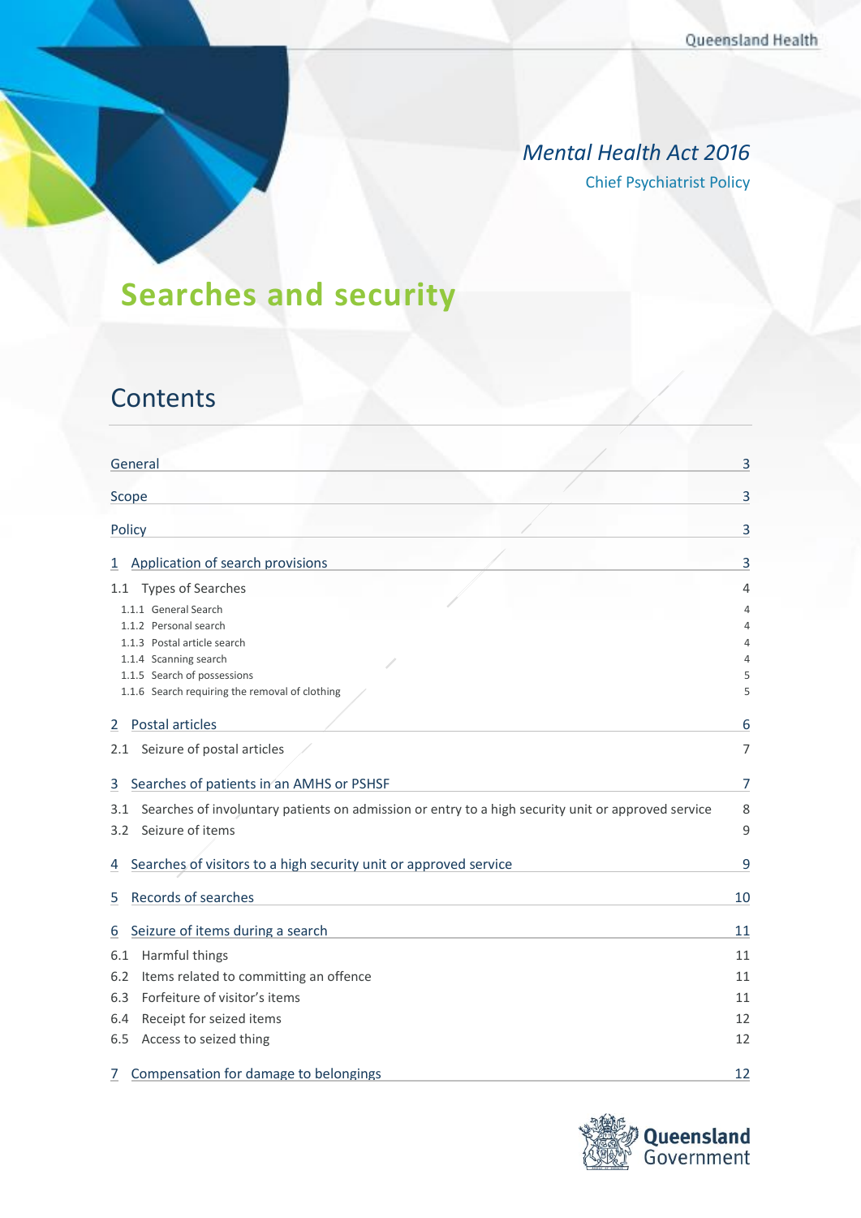Queensland Health

*Mental Health Act 2016*

Chief Psychiatrist Policy

# Searches and security

## Contents

| | |
|---|---|
| General | 3 |
| Scope | 3 |
| Policy | 3 |
| 1 Application of search provisions | 3 |
| 1.1 Types of Searches | 4 |
| 1.1.1 General Search | 4 |
| 1.1.2 Personal search | 4 |
| 1.1.3 Postal article search | 4 |
| 1.1.4 Scanning search | 4 |
| 1.1.5 Search of possessions | 5 |
| 1.1.6 Search requiring the removal of clothing | 5 |
| 2 Postal articles | 6 |
| 2.1 Seizure of postal articles | 7 |
| 3 Searches of patients in an AMHS or PSHSF | 7 |
| 3.1 Searches of involuntary patients on admission or entry to a high security unit or approved service | 8 |
| 3.2 Seizure of items | 9 |
| 4 Searches of visitors to a high security unit or approved service | 9 |
| 5 Records of searches | 10 |
| 6 Seizure of items during a search | 11 |
| 6.1 Harmful things | 11 |
| 6.2 Items related to committing an offence | 11 |
| 6.3 Forfeiture of visitor's items | 11 |
| 6.4 Receipt for seized items | 12 |
| 6.5 Access to seized thing | 12 |
| 7 Compensation for damage to belongings | 12 |

Queensland Government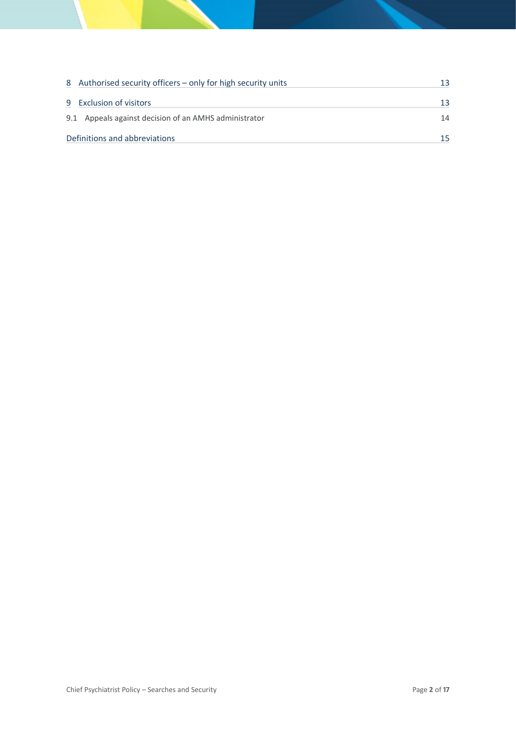8 Authorised security officers – only for high security units 13

9 Exclusion of visitors 13

9.1 Appeals against decision of an AMHS administrator 14

Definitions and abbreviations 15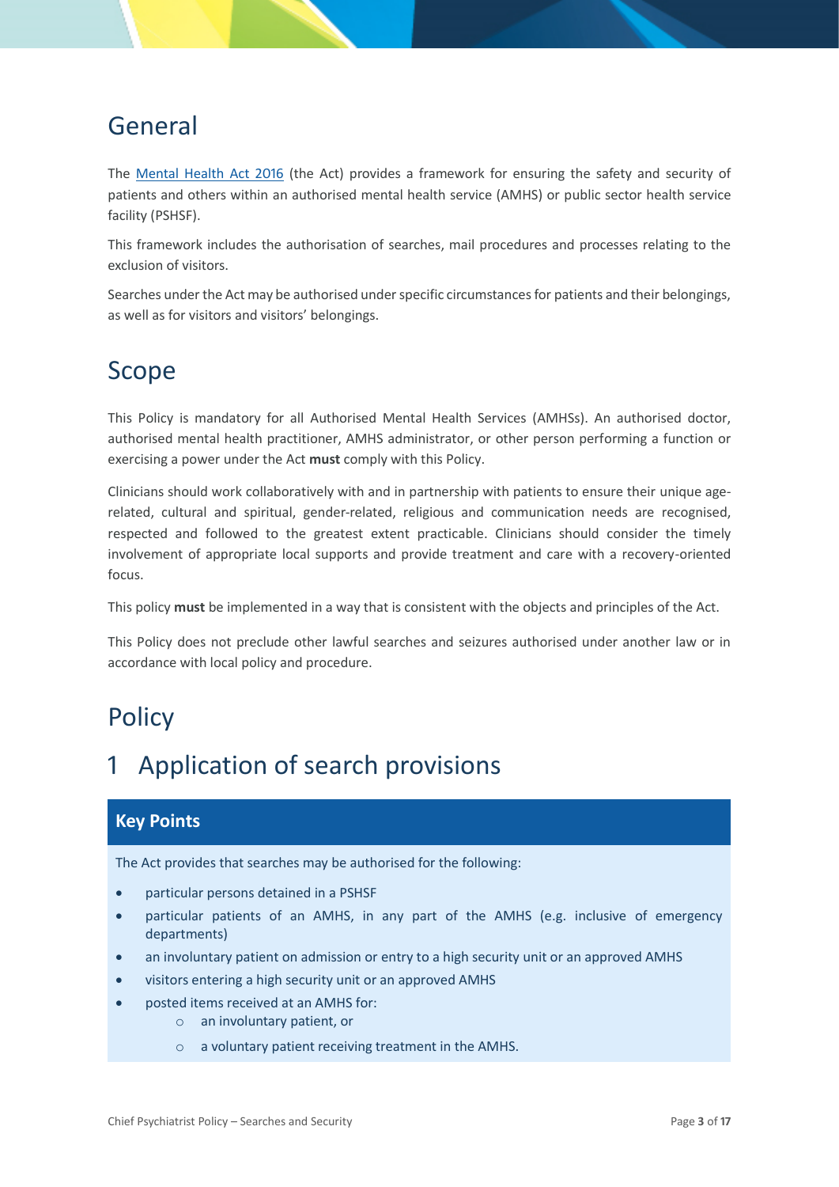# General

The [Mental Health Act 2016](Mental Health Act 2016) (the Act) provides a framework for ensuring the safety and security of patients and others within an authorised mental health service (AMHS) or public sector health service facility (PSHSF).

This framework includes the authorisation of searches, mail procedures and processes relating to the exclusion of visitors.

Searches under the Act may be authorised under specific circumstances for patients and their belongings, as well as for visitors and visitors' belongings.

# Scope

This Policy is mandatory for all Authorised Mental Health Services (AMHSs). An authorised doctor, authorised mental health practitioner, AMHS administrator, or other person performing a function or exercising a power under the Act **must** comply with this Policy.

Clinicians should work collaboratively with and in partnership with patients to ensure their unique age-related, cultural and spiritual, gender-related, religious and communication needs are recognised, respected and followed to the greatest extent practicable. Clinicians should consider the timely involvement of appropriate local supports and provide treatment and care with a recovery-oriented focus.

This policy **must** be implemented in a way that is consistent with the objects and principles of the Act.

This Policy does not preclude other lawful searches and seizures authorised under another law or in accordance with local policy and procedure.

# Policy

# 1 Application of search provisions

**Key Points**

The Act provides that searches may be authorised for the following:

- particular persons detained in a PSHSF
- particular patients of an AMHS, in any part of the AMHS (e.g. inclusive of emergency departments)
- an involuntary patient on admission or entry to a high security unit or an approved AMHS
- visitors entering a high security unit or an approved AMHS
- posted items received at an AMHS for:
  - an involuntary patient, or
  - a voluntary patient receiving treatment in the AMHS.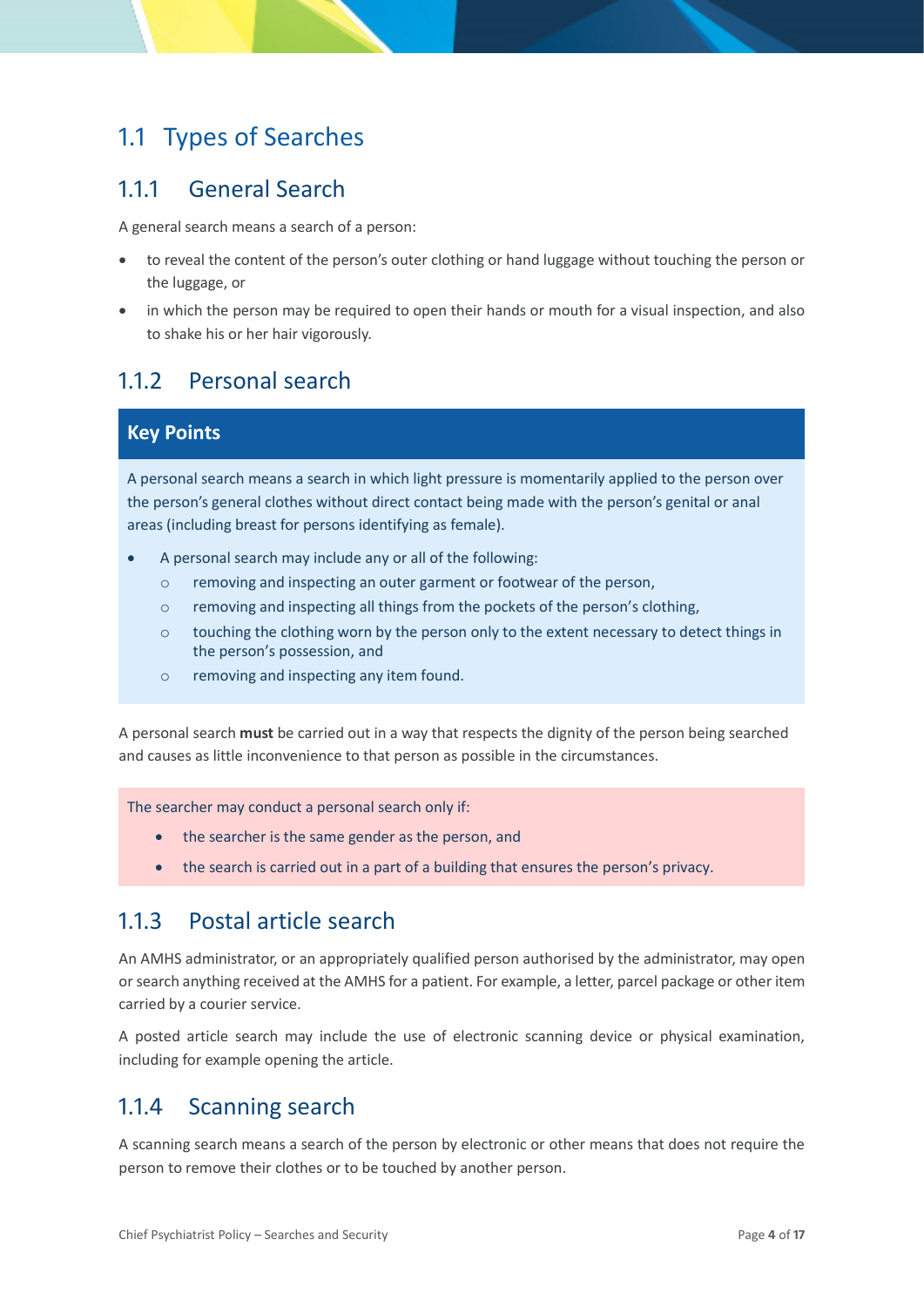## 1.1 Types of Searches

### 1.1.1 General Search

A general search means a search of a person:

- to reveal the content of the person's outer clothing or hand luggage without touching the person or the luggage, or
- in which the person may be required to open their hands or mouth for a visual inspection, and also to shake his or her hair vigorously.

### 1.1.2 Personal search

**Key Points**

A personal search means a search in which light pressure is momentarily applied to the person over the person's general clothes without direct contact being made with the person's genital or anal areas (including breast for persons identifying as female).

- A personal search may include any or all of the following:
  - removing and inspecting an outer garment or footwear of the person,
  - removing and inspecting all things from the pockets of the person's clothing,
  - touching the clothing worn by the person only to the extent necessary to detect things in the person's possession, and
  - removing and inspecting any item found.

A personal search **must** be carried out in a way that respects the dignity of the person being searched and causes as little inconvenience to that person as possible in the circumstances.

The searcher may conduct a personal search only if:

- the searcher is the same gender as the person, and
- the search is carried out in a part of a building that ensures the person's privacy.

### 1.1.3 Postal article search

An AMHS administrator, or an appropriately qualified person authorised by the administrator, may open or search anything received at the AMHS for a patient. For example, a letter, parcel package or other item carried by a courier service.

A posted article search may include the use of electronic scanning device or physical examination, including for example opening the article.

### 1.1.4 Scanning search

A scanning search means a search of the person by electronic or other means that does not require the person to remove their clothes or to be touched by another person.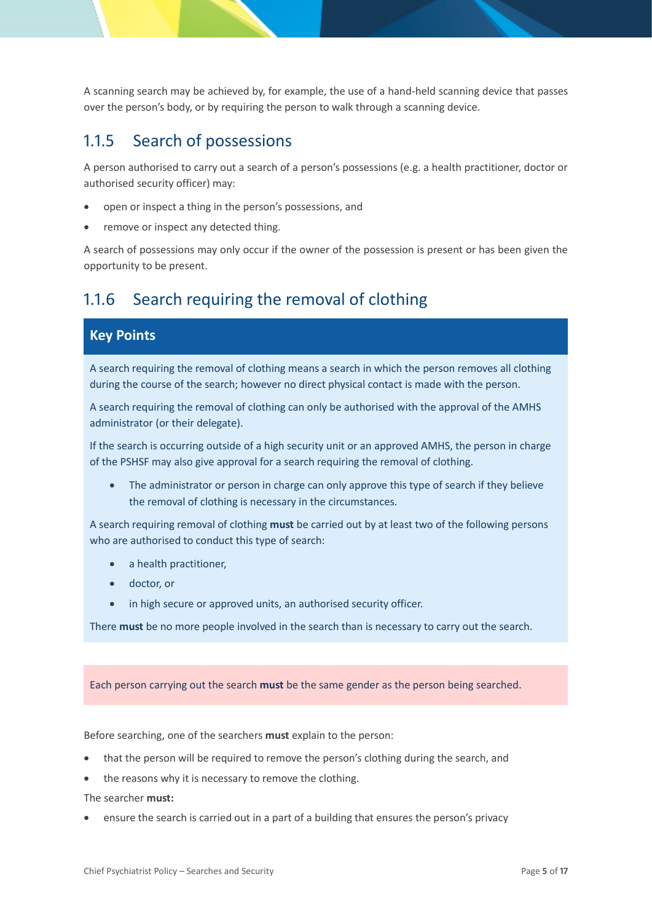A scanning search may be achieved by, for example, the use of a hand-held scanning device that passes over the person's body, or by requiring the person to walk through a scanning device.

## 1.1.5 Search of possessions

A person authorised to carry out a search of a person's possessions (e.g. a health practitioner, doctor or authorised security officer) may:

- open or inspect a thing in the person's possessions, and
- remove or inspect any detected thing.

A search of possessions may only occur if the owner of the possession is present or has been given the opportunity to be present.

## 1.1.6 Search requiring the removal of clothing

**Key Points**

A search requiring the removal of clothing means a search in which the person removes all clothing during the course of the search; however no direct physical contact is made with the person.

A search requiring the removal of clothing can only be authorised with the approval of the AMHS administrator (or their delegate).

If the search is occurring outside of a high security unit or an approved AMHS, the person in charge of the PSHSF may also give approval for a search requiring the removal of clothing.

- The administrator or person in charge can only approve this type of search if they believe the removal of clothing is necessary in the circumstances.

A search requiring removal of clothing **must** be carried out by at least two of the following persons who are authorised to conduct this type of search:

- a health practitioner,
- doctor, or
- in high secure or approved units, an authorised security officer.

There **must** be no more people involved in the search than is necessary to carry out the search.

Each person carrying out the search **must** be the same gender as the person being searched.

Before searching, one of the searchers **must** explain to the person:

- that the person will be required to remove the person's clothing during the search, and
- the reasons why it is necessary to remove the clothing.

The searcher **must:**

- ensure the search is carried out in a part of a building that ensures the person's privacy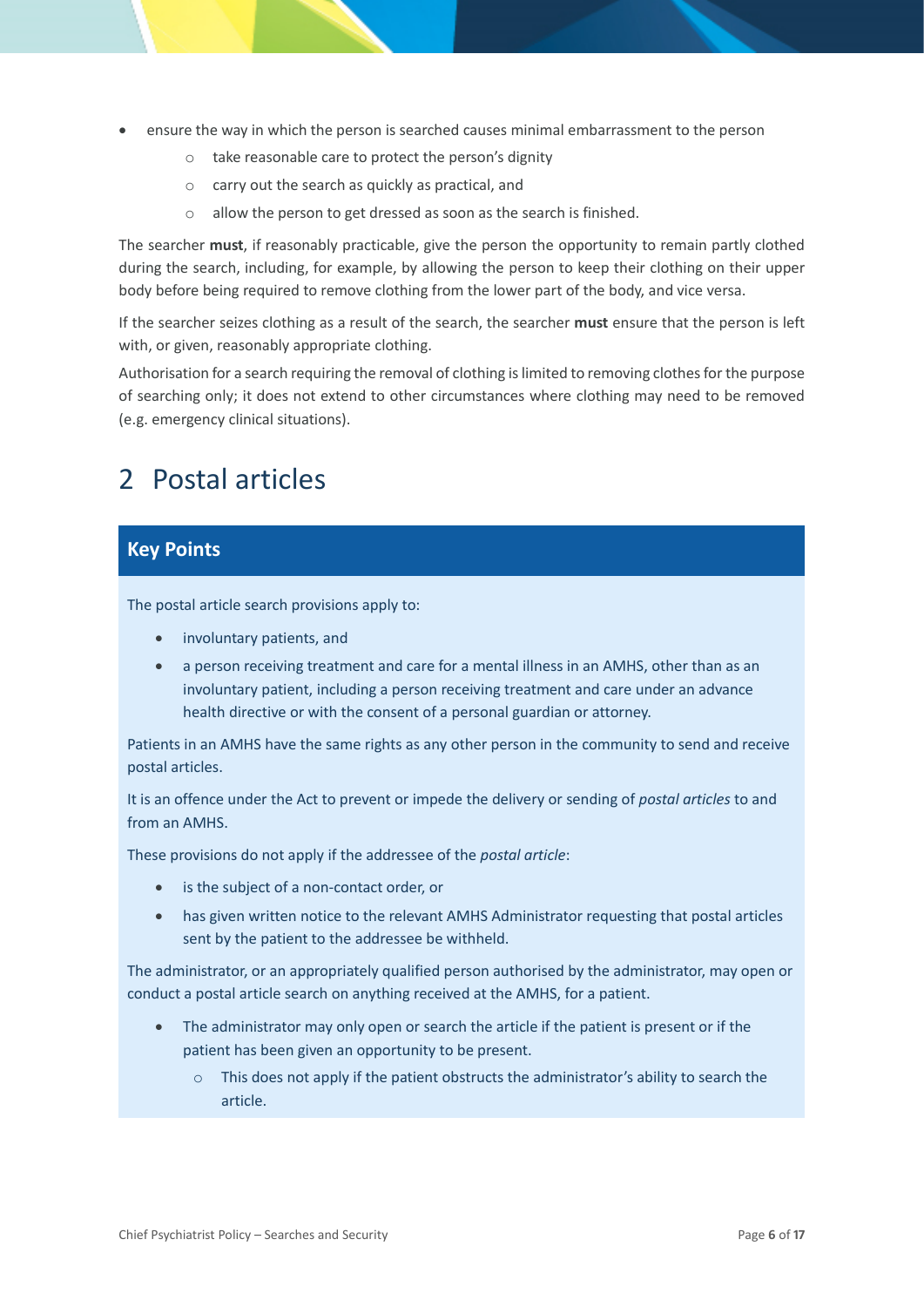- ensure the way in which the person is searched causes minimal embarrassment to the person
    - take reasonable care to protect the person's dignity
    - carry out the search as quickly as practical, and
    - allow the person to get dressed as soon as the search is finished.

The searcher **must**, if reasonably practicable, give the person the opportunity to remain partly clothed during the search, including, for example, by allowing the person to keep their clothing on their upper body before being required to remove clothing from the lower part of the body, and vice versa.

If the searcher seizes clothing as a result of the search, the searcher **must** ensure that the person is left with, or given, reasonably appropriate clothing.

Authorisation for a search requiring the removal of clothing is limited to removing clothes for the purpose of searching only; it does not extend to other circumstances where clothing may need to be removed (e.g. emergency clinical situations).

# 2 Postal articles

## Key Points

The postal article search provisions apply to:

- involuntary patients, and
- a person receiving treatment and care for a mental illness in an AMHS, other than as an involuntary patient, including a person receiving treatment and care under an advance health directive or with the consent of a personal guardian or attorney.

Patients in an AMHS have the same rights as any other person in the community to send and receive postal articles.

It is an offence under the Act to prevent or impede the delivery or sending of *postal articles* to and from an AMHS.

These provisions do not apply if the addressee of the *postal article*:

- is the subject of a non-contact order, or
- has given written notice to the relevant AMHS Administrator requesting that postal articles sent by the patient to the addressee be withheld.

The administrator, or an appropriately qualified person authorised by the administrator, may open or conduct a postal article search on anything received at the AMHS, for a patient.

- The administrator may only open or search the article if the patient is present or if the patient has been given an opportunity to be present.
    - This does not apply if the patient obstructs the administrator's ability to search the article.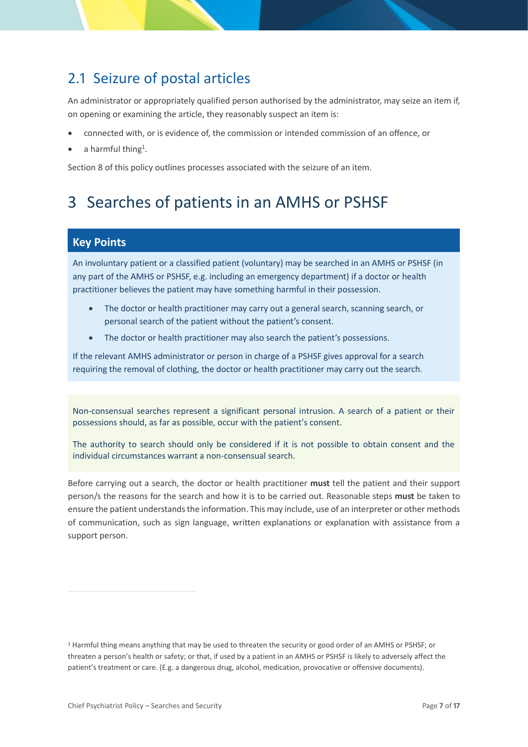## 2.1 Seizure of postal articles

An administrator or appropriately qualified person authorised by the administrator, may seize an item if, on opening or examining the article, they reasonably suspect an item is:

- connected with, or is evidence of, the commission or intended commission of an offence, or
- a harmful thing[1].

Section 8 of this policy outlines processes associated with the seizure of an item.

# 3 Searches of patients in an AMHS or PSHSF

**Key Points**

An involuntary patient or a classified patient (voluntary) may be searched in an AMHS or PSHSF (in any part of the AMHS or PSHSF, e.g. including an emergency department) if a doctor or health practitioner believes the patient may have something harmful in their possession.

- The doctor or health practitioner may carry out a general search, scanning search, or personal search of the patient without the patient's consent.
- The doctor or health practitioner may also search the patient's possessions.

If the relevant AMHS administrator or person in charge of a PSHSF gives approval for a search requiring the removal of clothing, the doctor or health practitioner may carry out the search.

Non-consensual searches represent a significant personal intrusion. A search of a patient or their possessions should, as far as possible, occur with the patient's consent.

The authority to search should only be considered if it is not possible to obtain consent and the individual circumstances warrant a non-consensual search.

Before carrying out a search, the doctor or health practitioner **must** tell the patient and their support person/s the reasons for the search and how it is to be carried out. Reasonable steps **must** be taken to ensure the patient understands the information. This may include, use of an interpreter or other methods of communication, such as sign language, written explanations or explanation with assistance from a support person.

[1] Harmful thing means anything that may be used to threaten the security or good order of an AMHS or PSHSF; or threaten a person's health or safety; or that, if used by a patient in an AMHS or PSHSF is likely to adversely affect the patient's treatment or care. (E.g. a dangerous drug, alcohol, medication, provocative or offensive documents).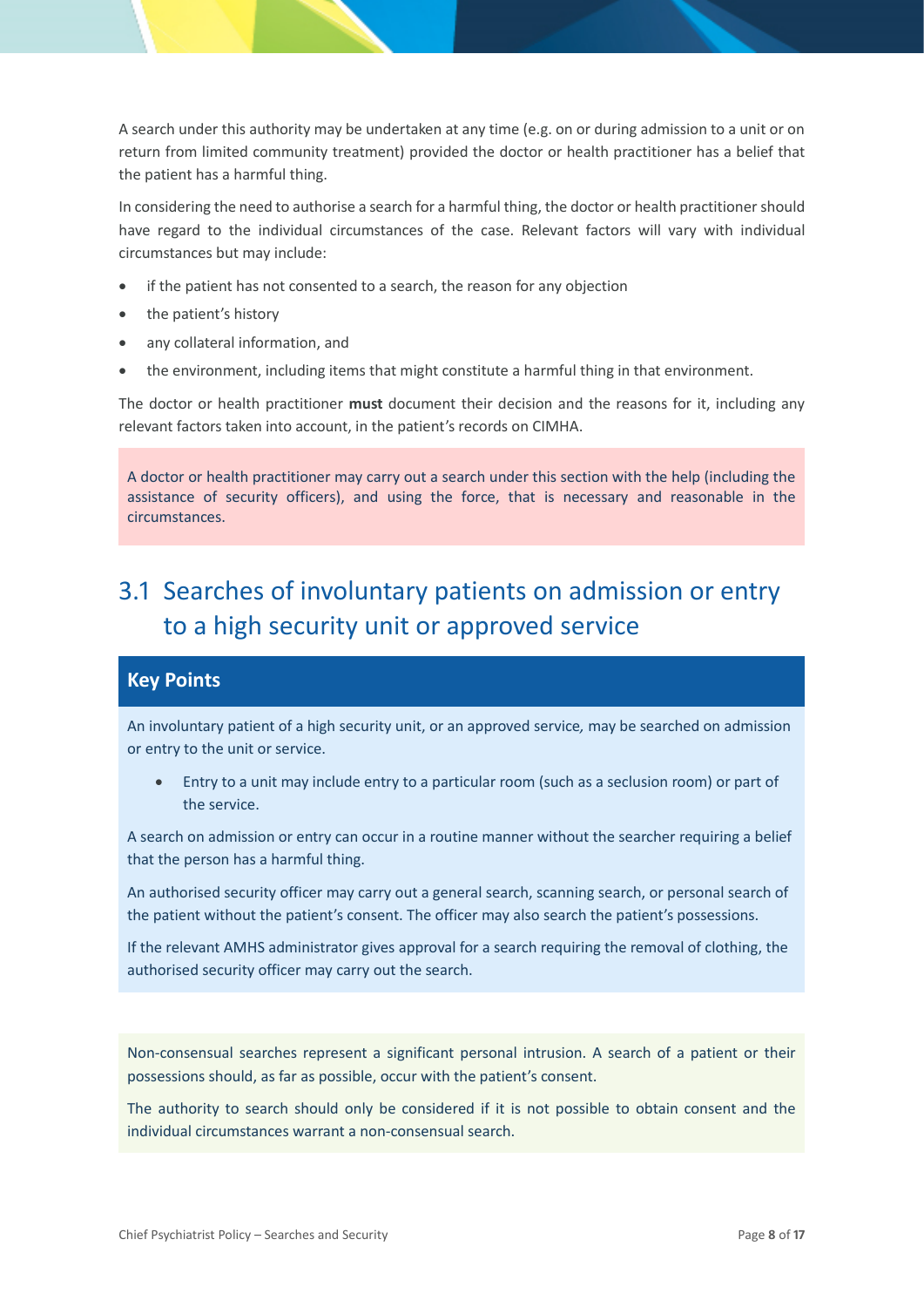A search under this authority may be undertaken at any time (e.g. on or during admission to a unit or on return from limited community treatment) provided the doctor or health practitioner has a belief that the patient has a harmful thing.

In considering the need to authorise a search for a harmful thing, the doctor or health practitioner should have regard to the individual circumstances of the case. Relevant factors will vary with individual circumstances but may include:

- if the patient has not consented to a search, the reason for any objection
- the patient's history
- any collateral information, and
- the environment, including items that might constitute a harmful thing in that environment.

The doctor or health practitioner **must** document their decision and the reasons for it, including any relevant factors taken into account, in the patient's records on CIMHA.

A doctor or health practitioner may carry out a search under this section with the help (including the assistance of security officers), and using the force, that is necessary and reasonable in the circumstances.

## 3.1 Searches of involuntary patients on admission or entry to a high security unit or approved service

### Key Points

An involuntary patient of a high security unit, or an approved service, may be searched on admission or entry to the unit or service.

- Entry to a unit may include entry to a particular room (such as a seclusion room) or part of the service.

A search on admission or entry can occur in a routine manner without the searcher requiring a belief that the person has a harmful thing.

An authorised security officer may carry out a general search, scanning search, or personal search of the patient without the patient's consent. The officer may also search the patient's possessions.

If the relevant AMHS administrator gives approval for a search requiring the removal of clothing, the authorised security officer may carry out the search.

Non-consensual searches represent a significant personal intrusion. A search of a patient or their possessions should, as far as possible, occur with the patient's consent.

The authority to search should only be considered if it is not possible to obtain consent and the individual circumstances warrant a non-consensual search.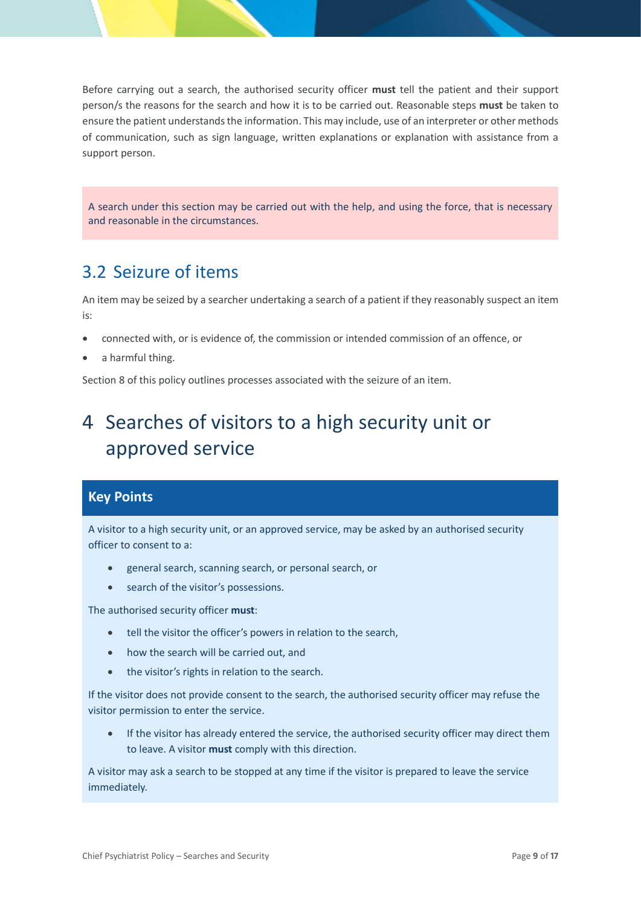Before carrying out a search, the authorised security officer **must** tell the patient and their support person/s the reasons for the search and how it is to be carried out. Reasonable steps **must** be taken to ensure the patient understands the information. This may include, use of an interpreter or other methods of communication, such as sign language, written explanations or explanation with assistance from a support person.

> A search under this section may be carried out with the help, and using the force, that is necessary and reasonable in the circumstances.

## 3.2 Seizure of items

An item may be seized by a searcher undertaking a search of a patient if they reasonably suspect an item is:

- connected with, or is evidence of, the commission or intended commission of an offence, or
- a harmful thing.

Section 8 of this policy outlines processes associated with the seizure of an item.

# 4 Searches of visitors to a high security unit or approved service

> **Key Points**
>
> A visitor to a high security unit, or an approved service, may be asked by an authorised security officer to consent to a:
>
> - general search, scanning search, or personal search, or
> - search of the visitor's possessions.
>
> The authorised security officer **must**:
>
> - tell the visitor the officer's powers in relation to the search,
> - how the search will be carried out, and
> - the visitor's rights in relation to the search.
>
> If the visitor does not provide consent to the search, the authorised security officer may refuse the visitor permission to enter the service.
>
> - If the visitor has already entered the service, the authorised security officer may direct them to leave. A visitor **must** comply with this direction.
>
> A visitor may ask a search to be stopped at any time if the visitor is prepared to leave the service immediately.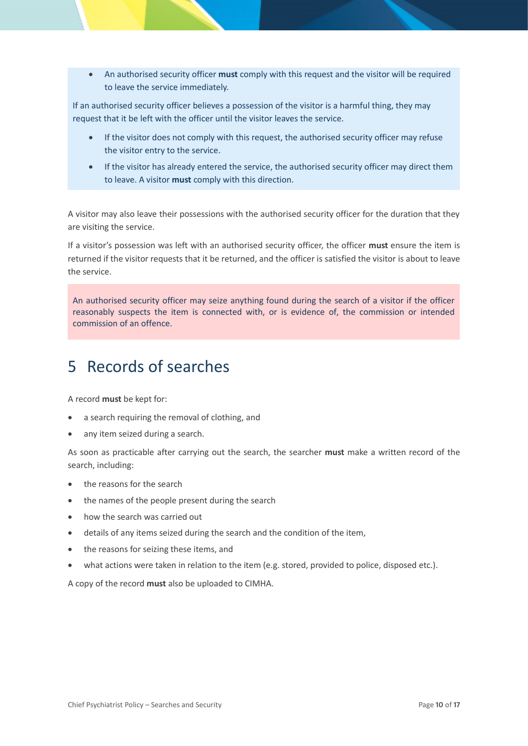- An authorised security officer **must** comply with this request and the visitor will be required to leave the service immediately.

If an authorised security officer believes a possession of the visitor is a harmful thing, they may request that it be left with the officer until the visitor leaves the service.

- If the visitor does not comply with this request, the authorised security officer may refuse the visitor entry to the service.
- If the visitor has already entered the service, the authorised security officer may direct them to leave. A visitor **must** comply with this direction.

A visitor may also leave their possessions with the authorised security officer for the duration that they are visiting the service.

If a visitor's possession was left with an authorised security officer, the officer **must** ensure the item is returned if the visitor requests that it be returned, and the officer is satisfied the visitor is about to leave the service.

An authorised security officer may seize anything found during the search of a visitor if the officer reasonably suspects the item is connected with, or is evidence of, the commission or intended commission of an offence.

# 5 Records of searches

A record **must** be kept for:

- a search requiring the removal of clothing, and
- any item seized during a search.

As soon as practicable after carrying out the search, the searcher **must** make a written record of the search, including:

- the reasons for the search
- the names of the people present during the search
- how the search was carried out
- details of any items seized during the search and the condition of the item,
- the reasons for seizing these items, and
- what actions were taken in relation to the item (e.g. stored, provided to police, disposed etc.).

A copy of the record **must** also be uploaded to CIMHA.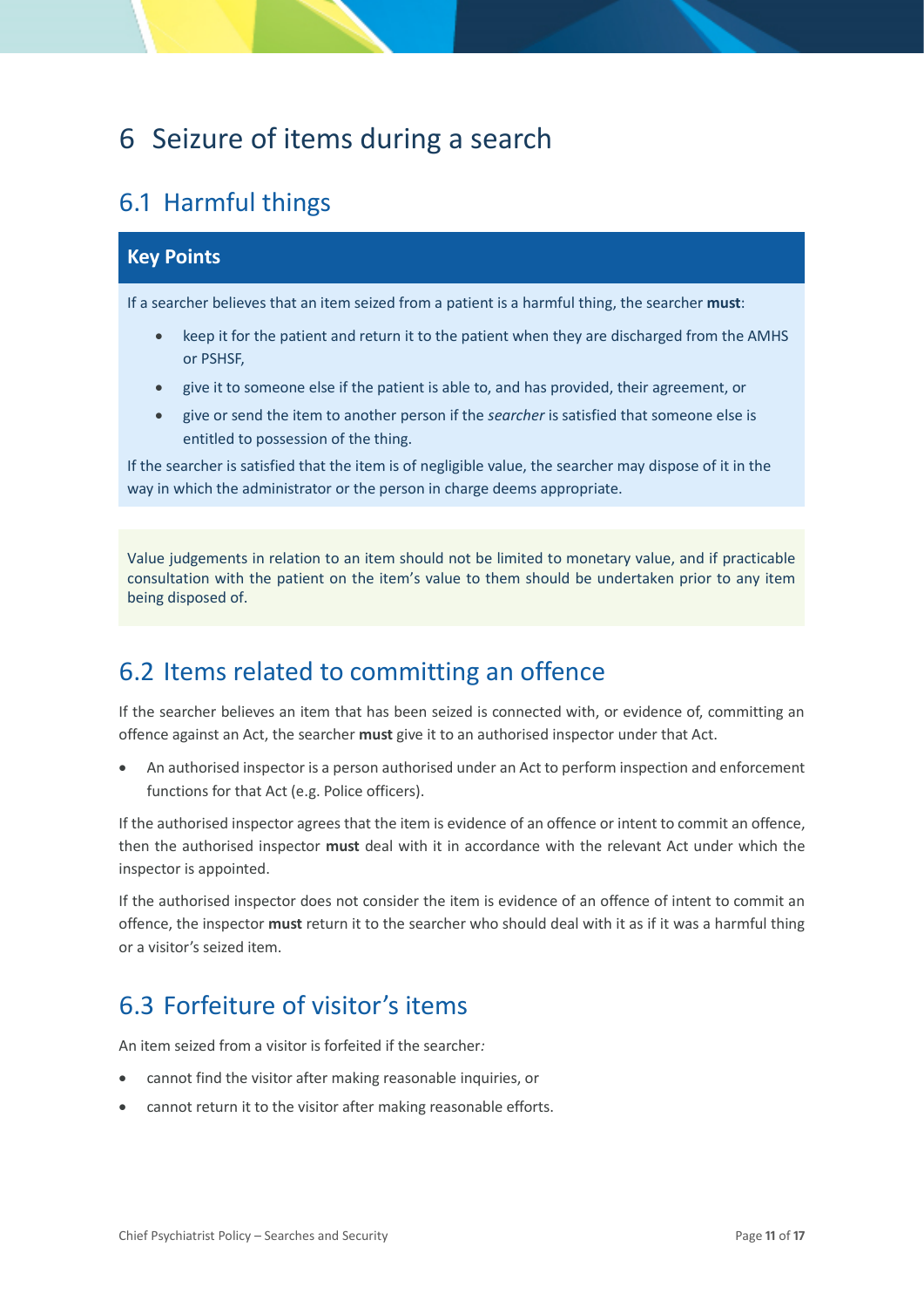# 6 Seizure of items during a search

## 6.1 Harmful things

**Key Points**

If a searcher believes that an item seized from a patient is a harmful thing, the searcher **must**:

- keep it for the patient and return it to the patient when they are discharged from the AMHS or PSHSF,
- give it to someone else if the patient is able to, and has provided, their agreement, or
- give or send the item to another person if the *searcher* is satisfied that someone else is entitled to possession of the thing.

If the searcher is satisfied that the item is of negligible value, the searcher may dispose of it in the way in which the administrator or the person in charge deems appropriate.

Value judgements in relation to an item should not be limited to monetary value, and if practicable consultation with the patient on the item's value to them should be undertaken prior to any item being disposed of.

## 6.2 Items related to committing an offence

If the searcher believes an item that has been seized is connected with, or evidence of, committing an offence against an Act, the searcher **must** give it to an authorised inspector under that Act.

- An authorised inspector is a person authorised under an Act to perform inspection and enforcement functions for that Act (e.g. Police officers).

If the authorised inspector agrees that the item is evidence of an offence or intent to commit an offence, then the authorised inspector **must** deal with it in accordance with the relevant Act under which the inspector is appointed.

If the authorised inspector does not consider the item is evidence of an offence of intent to commit an offence, the inspector **must** return it to the searcher who should deal with it as if it was a harmful thing or a visitor's seized item.

## 6.3 Forfeiture of visitor's items

An item seized from a visitor is forfeited if the searcher*:*

- cannot find the visitor after making reasonable inquiries, or
- cannot return it to the visitor after making reasonable efforts.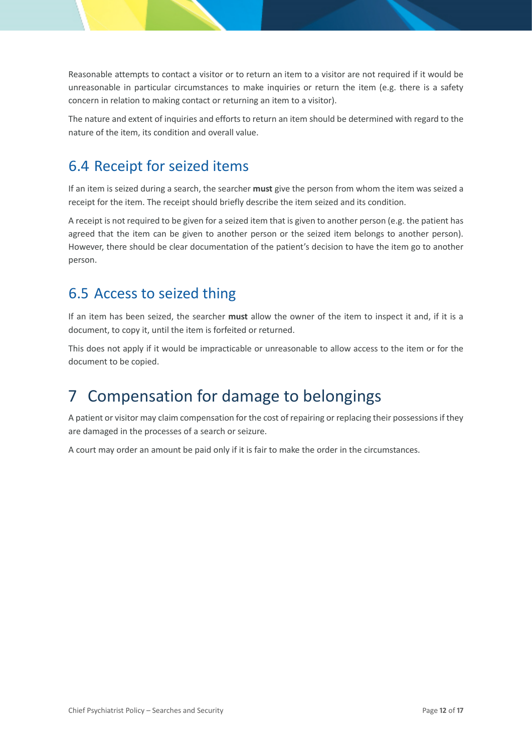Reasonable attempts to contact a visitor or to return an item to a visitor are not required if it would be unreasonable in particular circumstances to make inquiries or return the item (e.g. there is a safety concern in relation to making contact or returning an item to a visitor).

The nature and extent of inquiries and efforts to return an item should be determined with regard to the nature of the item, its condition and overall value.

## 6.4 Receipt for seized items

If an item is seized during a search, the searcher **must** give the person from whom the item was seized a receipt for the item. The receipt should briefly describe the item seized and its condition.

A receipt is not required to be given for a seized item that is given to another person (e.g. the patient has agreed that the item can be given to another person or the seized item belongs to another person). However, there should be clear documentation of the patient's decision to have the item go to another person.

## 6.5 Access to seized thing

If an item has been seized, the searcher **must** allow the owner of the item to inspect it and, if it is a document, to copy it, until the item is forfeited or returned.

This does not apply if it would be impracticable or unreasonable to allow access to the item or for the document to be copied.

# 7 Compensation for damage to belongings

A patient or visitor may claim compensation for the cost of repairing or replacing their possessions if they are damaged in the processes of a search or seizure.

A court may order an amount be paid only if it is fair to make the order in the circumstances.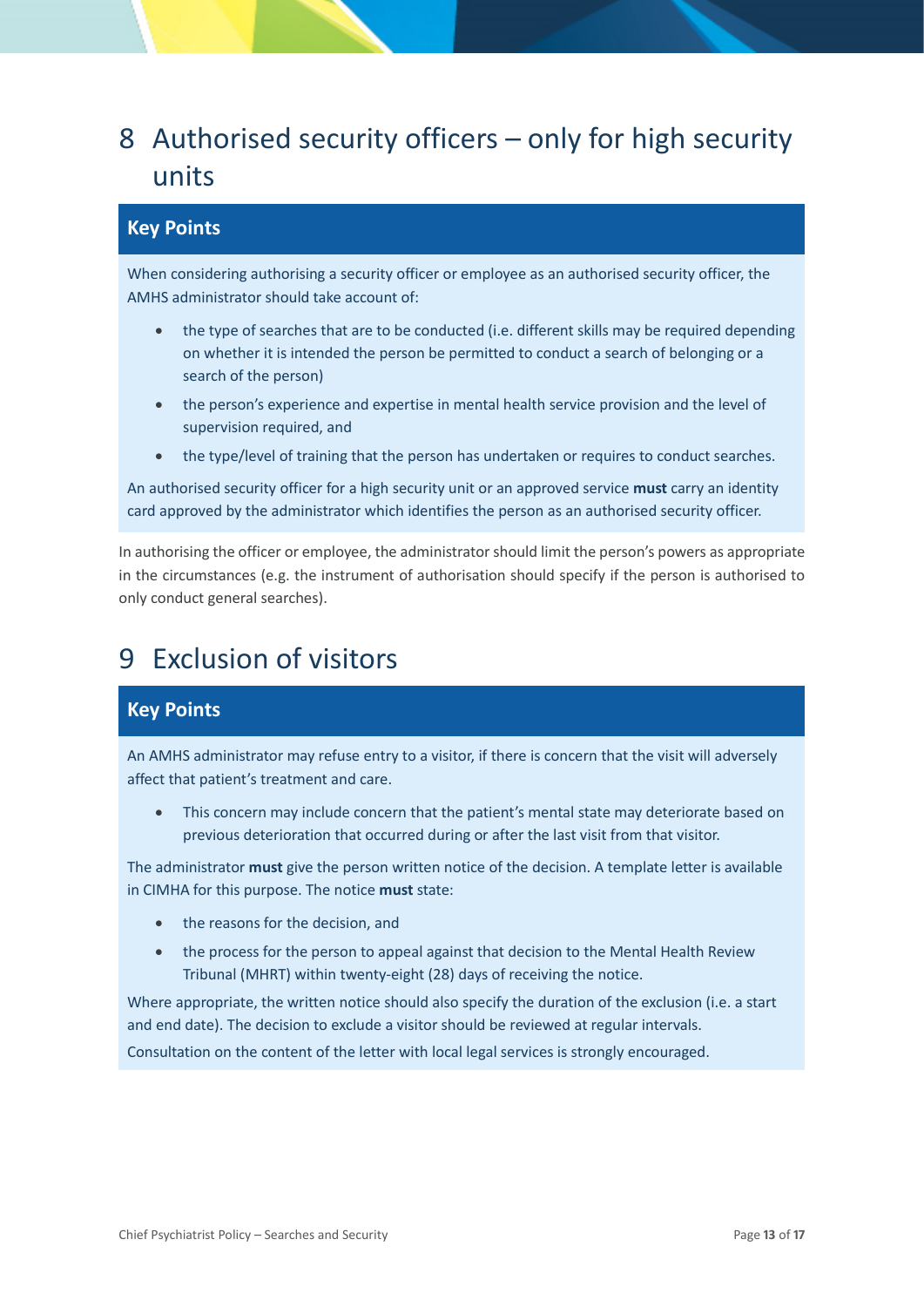# 8 Authorised security officers – only for high security units

### Key Points

When considering authorising a security officer or employee as an authorised security officer, the AMHS administrator should take account of:

- the type of searches that are to be conducted (i.e. different skills may be required depending on whether it is intended the person be permitted to conduct a search of belonging or a search of the person)
- the person's experience and expertise in mental health service provision and the level of supervision required, and
- the type/level of training that the person has undertaken or requires to conduct searches.

An authorised security officer for a high security unit or an approved service **must** carry an identity card approved by the administrator which identifies the person as an authorised security officer.

In authorising the officer or employee, the administrator should limit the person's powers as appropriate in the circumstances (e.g. the instrument of authorisation should specify if the person is authorised to only conduct general searches).

# 9 Exclusion of visitors

### Key Points

An AMHS administrator may refuse entry to a visitor, if there is concern that the visit will adversely affect that patient's treatment and care.

- This concern may include concern that the patient's mental state may deteriorate based on previous deterioration that occurred during or after the last visit from that visitor.

The administrator **must** give the person written notice of the decision. A template letter is available in CIMHA for this purpose. The notice **must** state:

- the reasons for the decision, and
- the process for the person to appeal against that decision to the Mental Health Review Tribunal (MHRT) within twenty-eight (28) days of receiving the notice.

Where appropriate, the written notice should also specify the duration of the exclusion (i.e. a start and end date). The decision to exclude a visitor should be reviewed at regular intervals.

Consultation on the content of the letter with local legal services is strongly encouraged.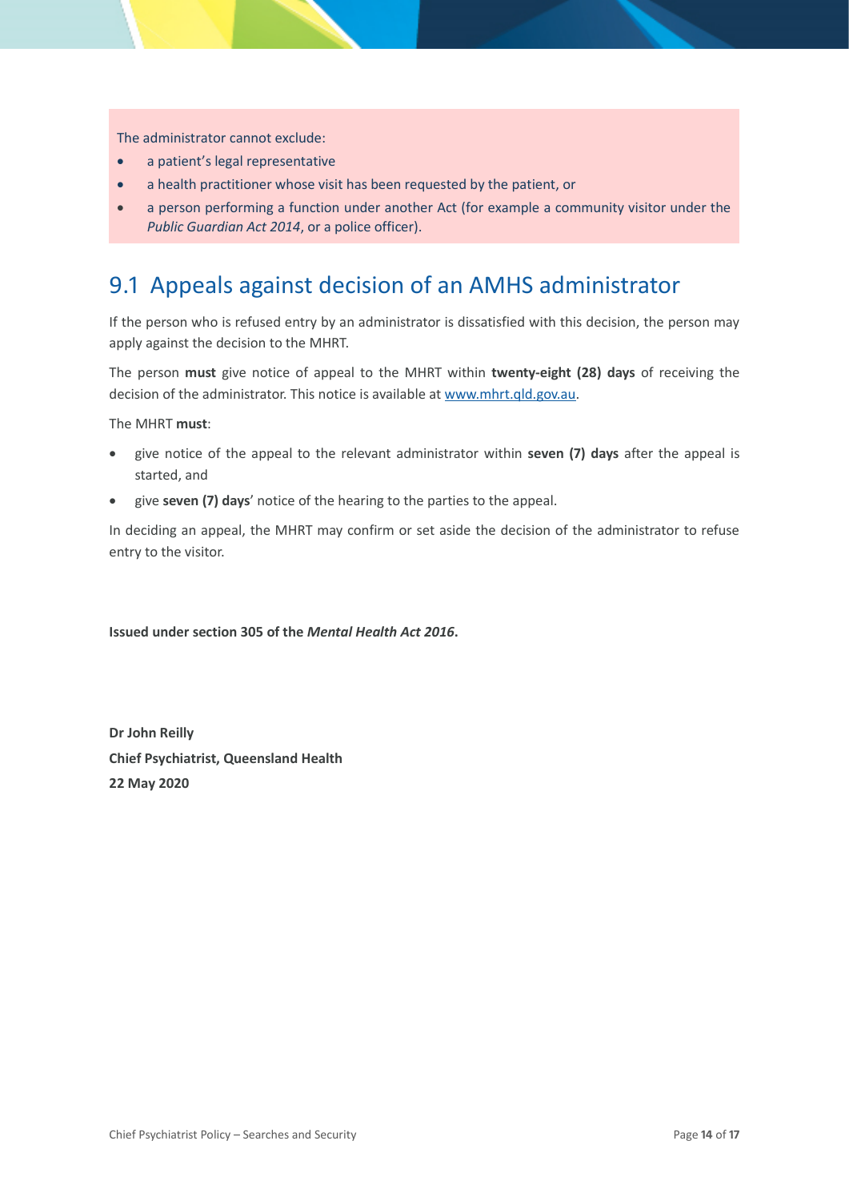The administrator cannot exclude:

- a patient's legal representative
- a health practitioner whose visit has been requested by the patient, or
- a person performing a function under another Act (for example a community visitor under the *Public Guardian Act 2014*, or a police officer).

## 9.1 Appeals against decision of an AMHS administrator

If the person who is refused entry by an administrator is dissatisfied with this decision, the person may apply against the decision to the MHRT.

The person **must** give notice of appeal to the MHRT within **twenty-eight (28) days** of receiving the decision of the administrator. This notice is available at [www.mhrt.qld.gov.au](http://www.mhrt.qld.gov.au).

The MHRT **must**:

- give notice of the appeal to the relevant administrator within **seven (7) days** after the appeal is started, and
- give **seven (7) days**' notice of the hearing to the parties to the appeal.

In deciding an appeal, the MHRT may confirm or set aside the decision of the administrator to refuse entry to the visitor.

**Issued under section 305 of the *Mental Health Act 2016*.**

**Dr John Reilly**
**Chief Psychiatrist, Queensland Health**
**22 May 2020**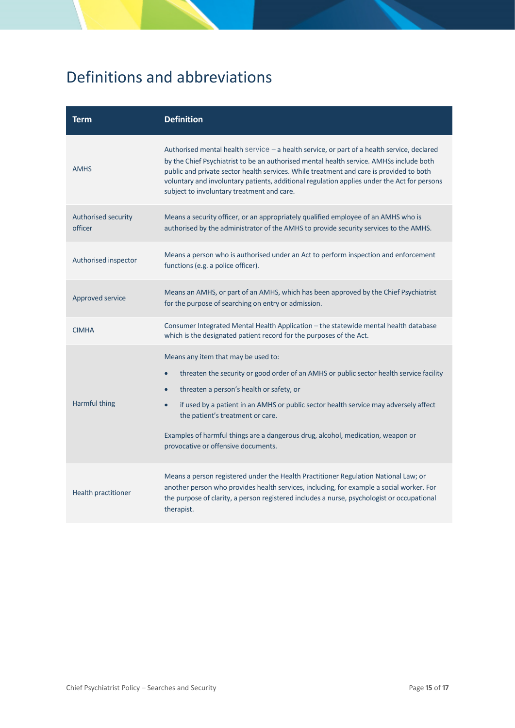# Definitions and abbreviations

| Term | Definition |
|---|---|
| AMHS | Authorised mental health service – a health service, or part of a health service, declared by the Chief Psychiatrist to be an authorised mental health service. AMHSs include both public and private sector health services. While treatment and care is provided to both voluntary and involuntary patients, additional regulation applies under the Act for persons subject to involuntary treatment and care. |
| Authorised security officer | Means a security officer, or an appropriately qualified employee of an AMHS who is authorised by the administrator of the AMHS to provide security services to the AMHS. |
| Authorised inspector | Means a person who is authorised under an Act to perform inspection and enforcement functions (e.g. a police officer). |
| Approved service | Means an AMHS, or part of an AMHS, which has been approved by the Chief Psychiatrist for the purpose of searching on entry or admission. |
| CIMHA | Consumer Integrated Mental Health Application – the statewide mental health database which is the designated patient record for the purposes of the Act. |
| Harmful thing | Means any item that may be used to:<br>• threaten the security or good order of an AMHS or public sector health service facility<br>• threaten a person's health or safety, or<br>• if used by a patient in an AMHS or public sector health service may adversely affect the patient's treatment or care.<br><br>Examples of harmful things are a dangerous drug, alcohol, medication, weapon or provocative or offensive documents. |
| Health practitioner | Means a person registered under the Health Practitioner Regulation National Law; or another person who provides health services, including, for example a social worker. For the purpose of clarity, a person registered includes a nurse, psychologist or occupational therapist. |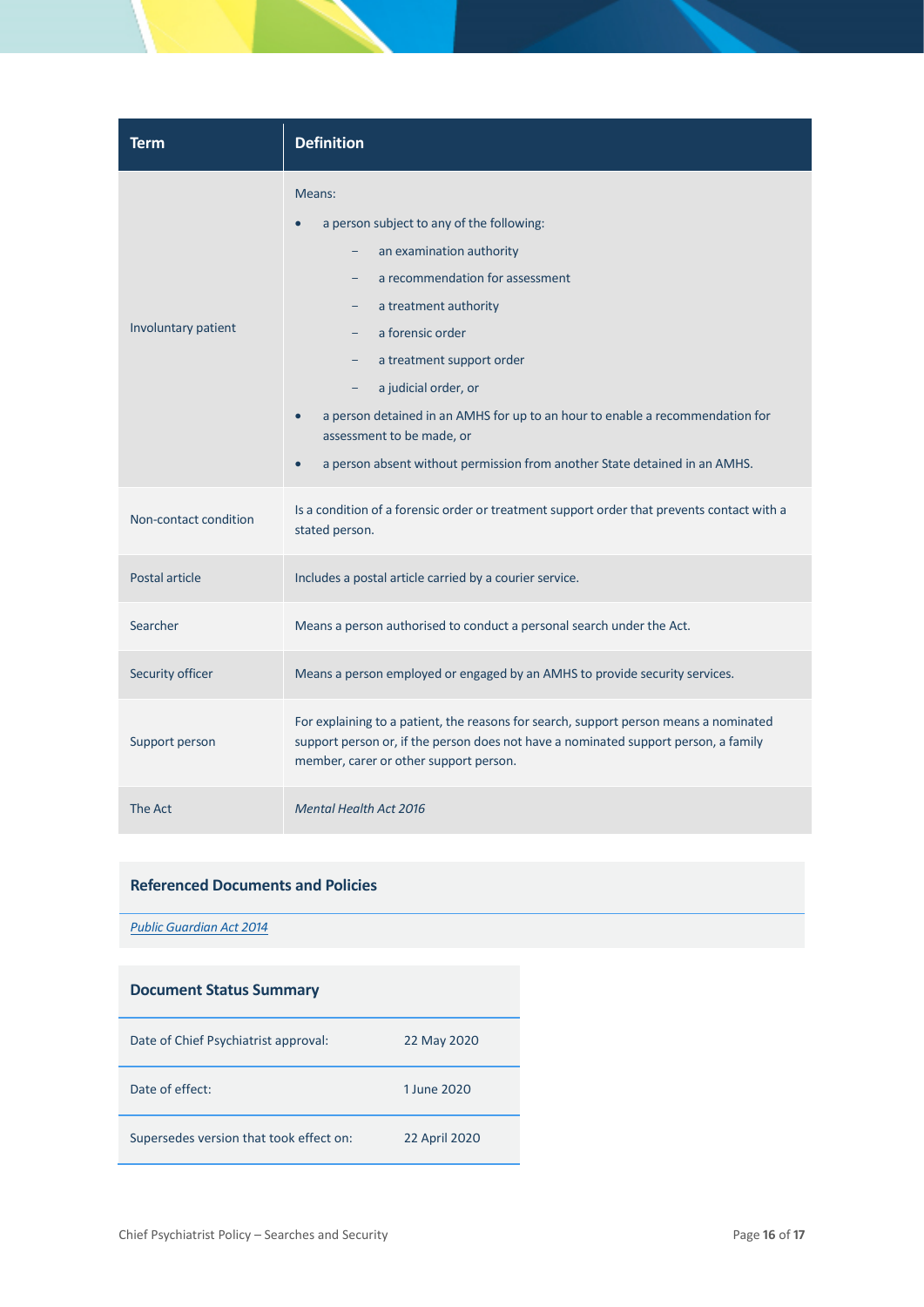| Term | Definition |
|---|---|
| Involuntary patient | Means:<br>• a person subject to any of the following:<br>  – an examination authority<br>  – a recommendation for assessment<br>  – a treatment authority<br>  – a forensic order<br>  – a treatment support order<br>  – a judicial order, or<br>• a person detained in an AMHS for up to an hour to enable a recommendation for assessment to be made, or<br>• a person absent without permission from another State detained in an AMHS. |
| Non-contact condition | Is a condition of a forensic order or treatment support order that prevents contact with a stated person. |
| Postal article | Includes a postal article carried by a courier service. |
| Searcher | Means a person authorised to conduct a personal search under the Act. |
| Security officer | Means a person employed or engaged by an AMHS to provide security services. |
| Support person | For explaining to a patient, the reasons for search, support person means a nominated support person or, if the person does not have a nominated support person, a family member, carer or other support person. |
| The Act | *Mental Health Act 2016* |

## Referenced Documents and Policies

*Public Guardian Act 2014*

## Document Status Summary

| | |
|---|---|
| Date of Chief Psychiatrist approval: | 22 May 2020 |
| Date of effect: | 1 June 2020 |
| Supersedes version that took effect on: | 22 April 2020 |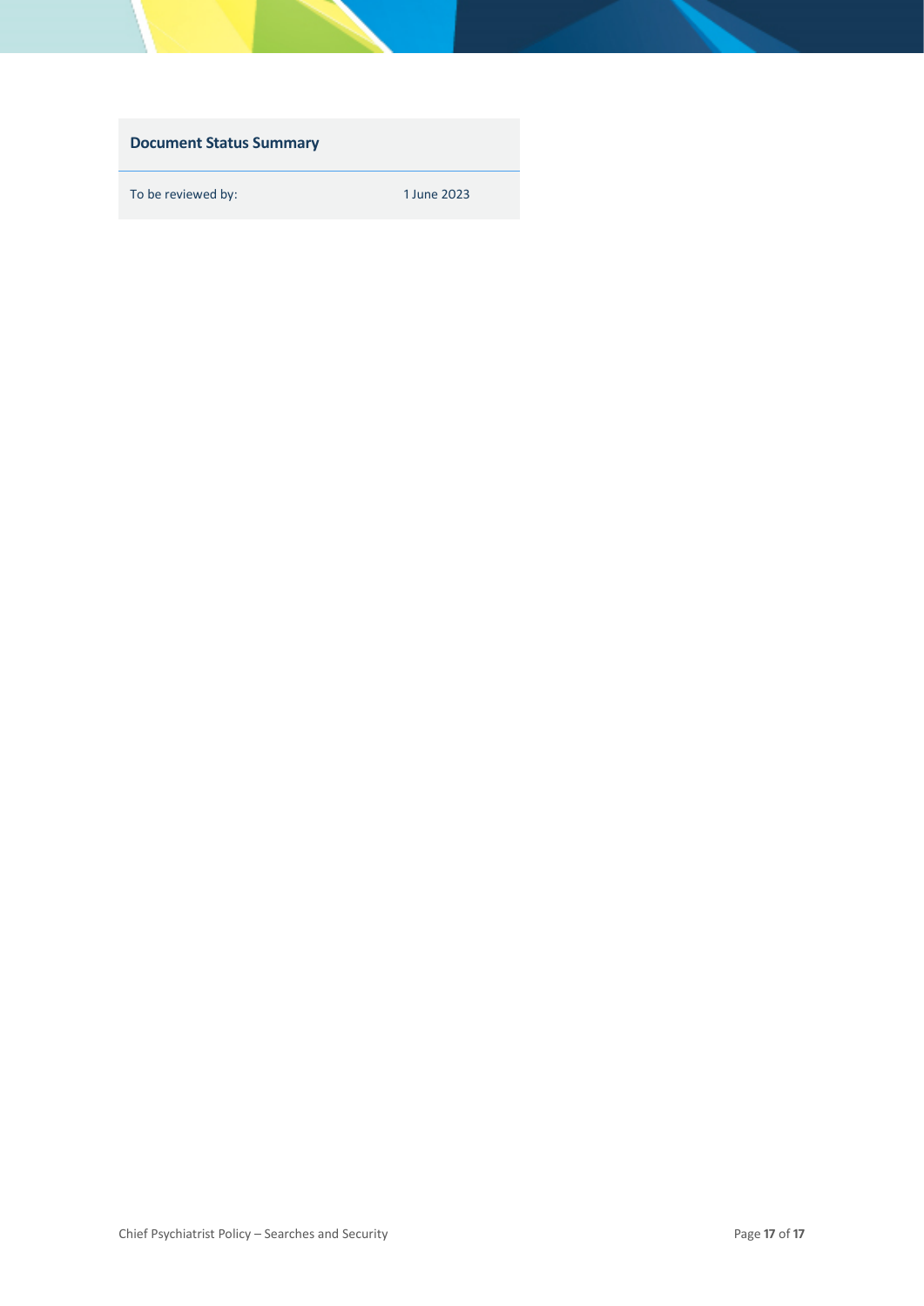| Document Status Summary | |
| --- | --- |
| To be reviewed by: | 1 June 2023 |